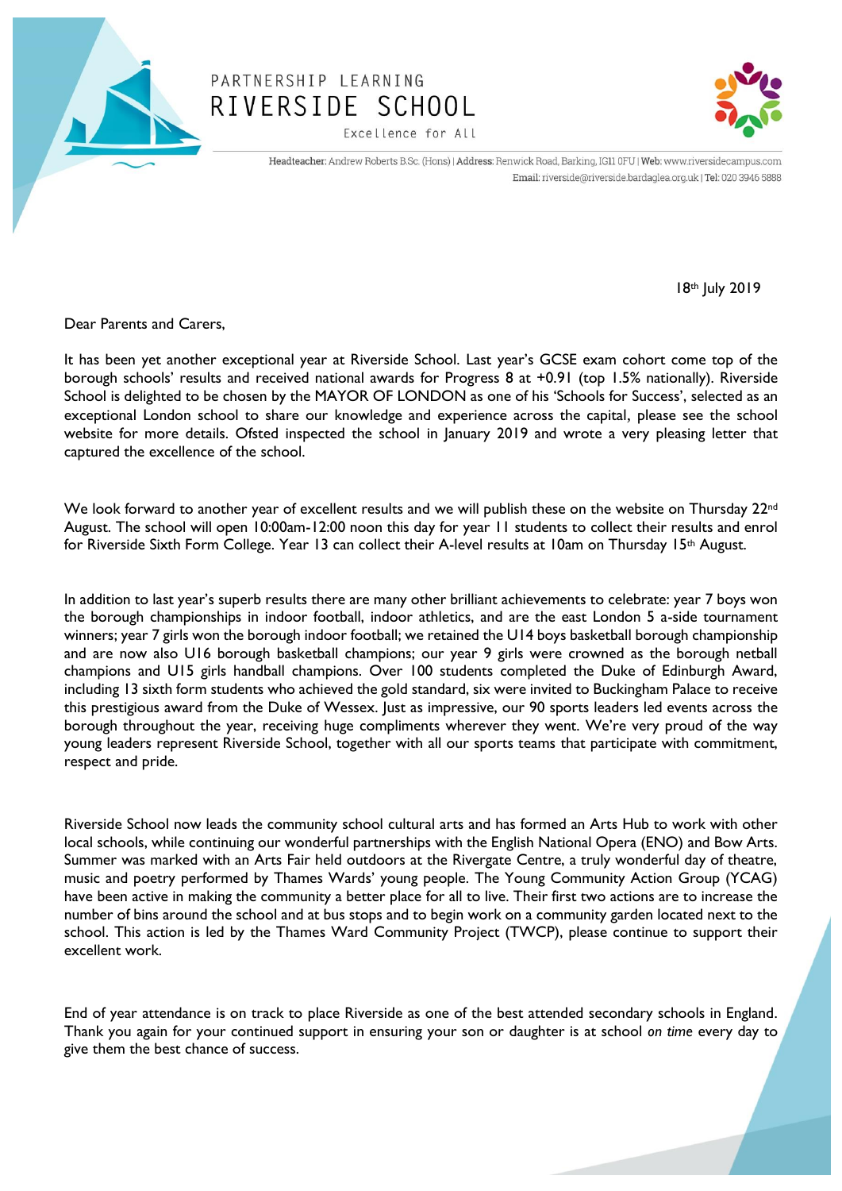PARTNERSHIP LEARNING

# RIVERSIDE SCHOOL

Excellence for All

Headteacher: Andrew Roberts B.Sc. (Hons) | Address: Renwick Road, Barking, IG11 0FU | Web: www.riversidecampus.com
Email: riverside@riverside.bardaglea.org.uk | Tel: 020 3946 5888

18th July 2019

Dear Parents and Carers,

It has been yet another exceptional year at Riverside School. Last year's GCSE exam cohort come top of the borough schools' results and received national awards for Progress 8 at +0.91 (top 1.5% nationally). Riverside School is delighted to be chosen by the MAYOR OF LONDON as one of his 'Schools for Success', selected as an exceptional London school to share our knowledge and experience across the capital, please see the school website for more details. Ofsted inspected the school in January 2019 and wrote a very pleasing letter that captured the excellence of the school.

We look forward to another year of excellent results and we will publish these on the website on Thursday 22nd August. The school will open 10:00am-12:00 noon this day for year 11 students to collect their results and enrol for Riverside Sixth Form College. Year 13 can collect their A-level results at 10am on Thursday 15th August.

In addition to last year's superb results there are many other brilliant achievements to celebrate: year 7 boys won the borough championships in indoor football, indoor athletics, and are the east London 5 a-side tournament winners; year 7 girls won the borough indoor football; we retained the U14 boys basketball borough championship and are now also U16 borough basketball champions; our year 9 girls were crowned as the borough netball champions and U15 girls handball champions. Over 100 students completed the Duke of Edinburgh Award, including 13 sixth form students who achieved the gold standard, six were invited to Buckingham Palace to receive this prestigious award from the Duke of Wessex. Just as impressive, our 90 sports leaders led events across the borough throughout the year, receiving huge compliments wherever they went. We're very proud of the way young leaders represent Riverside School, together with all our sports teams that participate with commitment, respect and pride.

Riverside School now leads the community school cultural arts and has formed an Arts Hub to work with other local schools, while continuing our wonderful partnerships with the English National Opera (ENO) and Bow Arts. Summer was marked with an Arts Fair held outdoors at the Rivergate Centre, a truly wonderful day of theatre, music and poetry performed by Thames Wards' young people. The Young Community Action Group (YCAG) have been active in making the community a better place for all to live. Their first two actions are to increase the number of bins around the school and at bus stops and to begin work on a community garden located next to the school. This action is led by the Thames Ward Community Project (TWCP), please continue to support their excellent work.

End of year attendance is on track to place Riverside as one of the best attended secondary schools in England. Thank you again for your continued support in ensuring your son or daughter is at school *on time* every day to give them the best chance of success.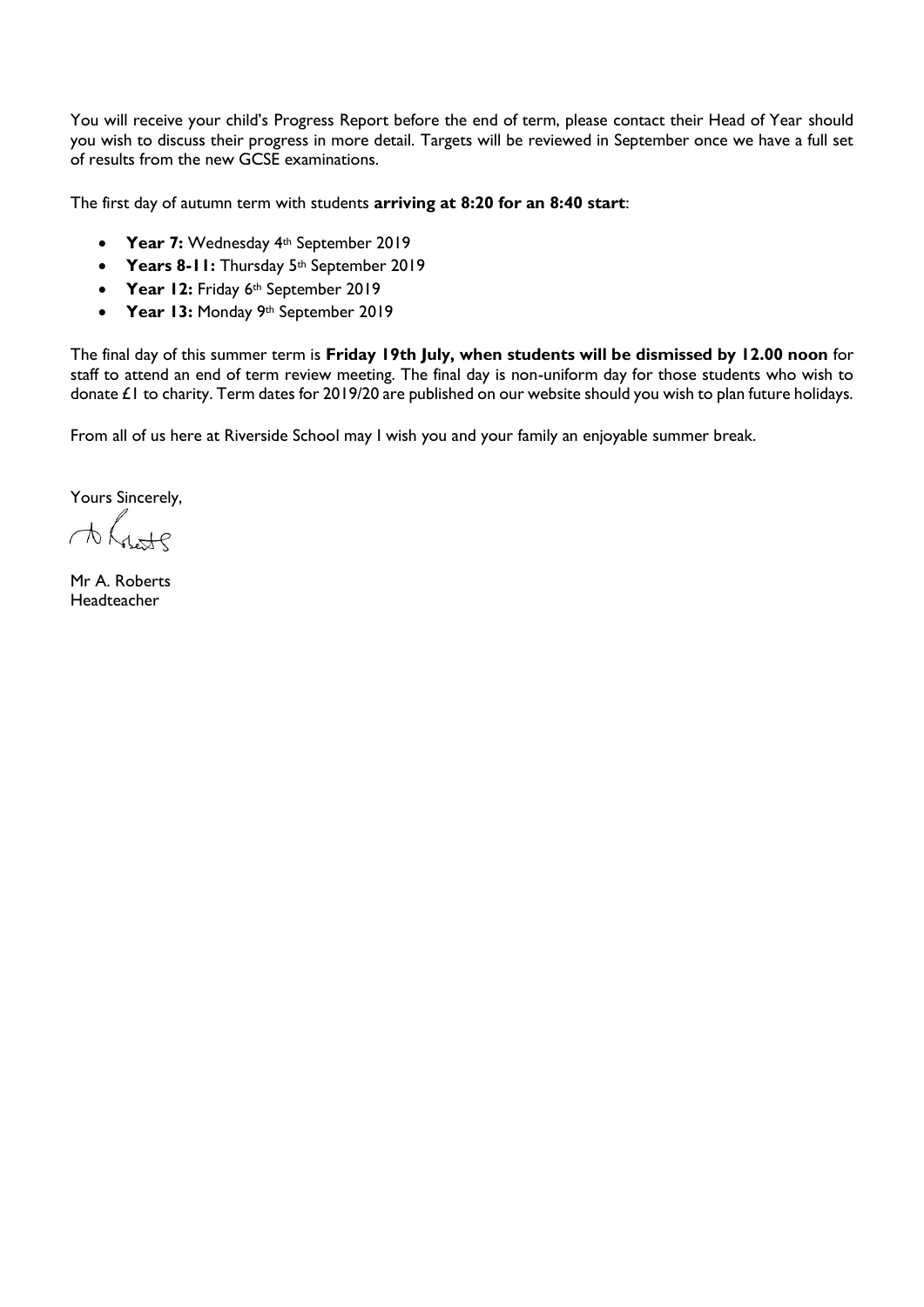You will receive your child's Progress Report before the end of term, please contact their Head of Year should you wish to discuss their progress in more detail. Targets will be reviewed in September once we have a full set of results from the new GCSE examinations.

The first day of autumn term with students **arriving at 8:20 for an 8:40 start**:

- **Year 7:** Wednesday 4th September 2019
- **Years 8-11:** Thursday 5th September 2019
- **Year 12:** Friday 6th September 2019
- **Year 13:** Monday 9th September 2019

The final day of this summer term is **Friday 19th July, when students will be dismissed by 12.00 noon** for staff to attend an end of term review meeting. The final day is non-uniform day for those students who wish to donate £1 to charity. Term dates for 2019/20 are published on our website should you wish to plan future holidays.

From all of us here at Riverside School may I wish you and your family an enjoyable summer break.

Yours Sincerely,

Mr A. Roberts
Headteacher